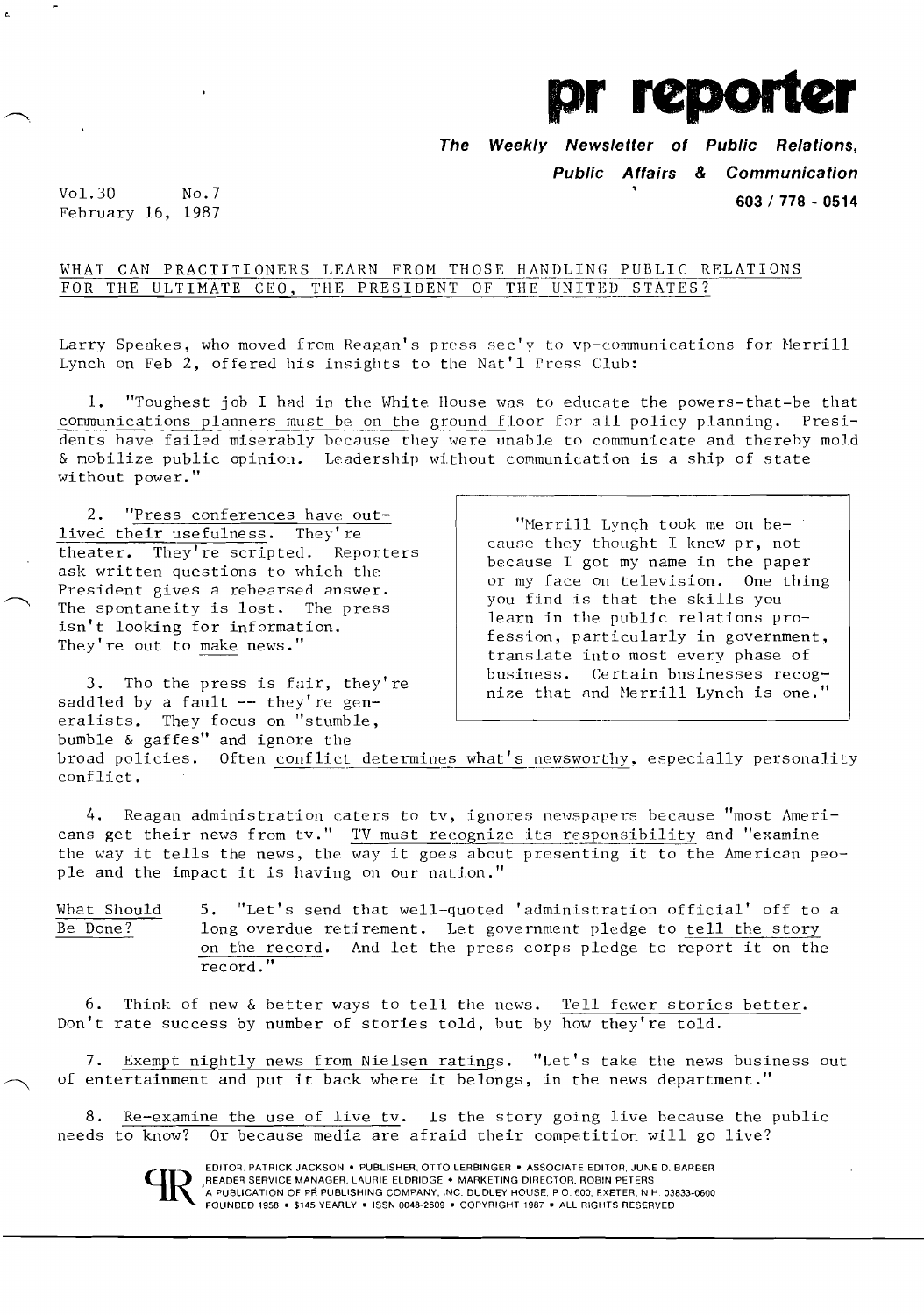# pr reporter

**The Weekly Newsletter of Public Relations, Public Affairs & Communication**

603 / 778 - 0514

Vol.30 No.7
February 16, 1987

## WHAT CAN PRACTITIONERS LEARN FROM THOSE HANDLING PUBLIC RELATIONS FOR THE ULTIMATE CEO, THE PRESIDENT OF THE UNITED STATES?

Larry Speakes, who moved from Reagan's press sec'y to vp-communications for Merrill Lynch on Feb 2, offered his insights to the Nat'l Press Club:

1. "Toughest job I had in the White House was to educate the powers-that-be that communications planners must be on the ground floor for all policy planning. Presidents have failed miserably because they were unable to communicate and thereby mold & mobilize public opinion. Leadership without communication is a ship of state without power."

2. "Press conferences have outlived their usefulness. They're theater. They're scripted. Reporters ask written questions to which the President gives a rehearsed answer. The spontaneity is lost. The press isn't looking for information. They're out to *make* news."

> "Merrill Lynch took me on because they thought I knew pr, not because I got my name in the paper or my face on television. One thing you find is that the skills you learn in the public relations profession, particularly in government, translate into most every phase of business. Certain businesses recognize that and Merrill Lynch is one."

3. Tho the press is fair, they're saddled by a fault -- they're generalists. They focus on "stumble, bumble & gaffes" and ignore the broad policies. Often conflict determines what's newsworthy, especially personality conflict.

4. Reagan administration caters to tv, ignores newspapers because "most Americans get their news from tv." TV must recognize its responsibility and "examine the way it tells the news, the way it goes about presenting it to the American people and the impact it is having on our nation."

**What Should Be Done?**

5. "Let's send that well-quoted 'administration official' off to a long overdue retirement. Let government pledge to tell the story on the record. And let the press corps pledge to report it on the record."

6. Think of new & better ways to tell the news. Tell fewer stories better. Don't rate success by number of stories told, but by how they're told.

7. Exempt nightly news from Nielsen ratings. "Let's take the news business out of entertainment and put it back where it belongs, in the news department."

8. Re-examine the use of live tv. Is the story going live because the public needs to know? Or because media are afraid their competition will go live?

EDITOR, PATRICK JACKSON • PUBLISHER, OTTO LERBINGER • ASSOCIATE EDITOR, JUNE D. BARBER
READER SERVICE MANAGER, LAURIE ELDRIDGE • MARKETING DIRECTOR, ROBIN PETERS
A PUBLICATION OF PR PUBLISHING COMPANY, INC. DUDLEY HOUSE, P.O. 600, EXETER, N.H. 03833-0600
FOUNDED 1958 • $145 YEARLY • ISSN 0048-2609 • COPYRIGHT 1987 • ALL RIGHTS RESERVED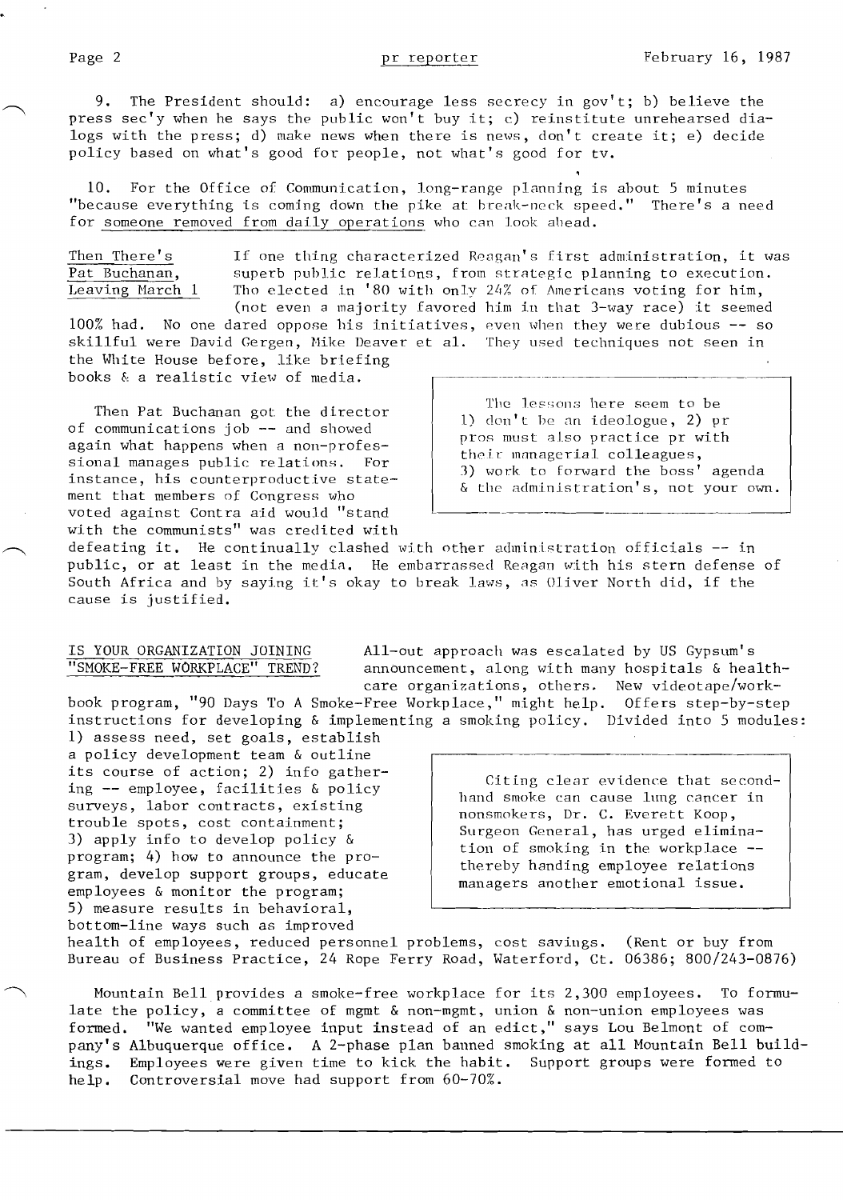9. The President should: a) encourage less secrecy in gov't; b) believe the press sec'y when he says the public won't buy it; c) reinstitute unrehearsed dialogs with the press; d) make news when there is news, don't create it; e) decide policy based on what's good for people, not what's good for tv.

10. For the Office of Communication, long-range planning is about 5 minutes "because everything is coming down the pike at break-neck speed." There's a need for someone removed from daily operations who can look ahead.

**Then There's Pat Buchanan, Leaving March 1**

If one thing characterized Reagan's first administration, it was superb public relations, from strategic planning to execution. Tho elected in '80 with only 24% of Americans voting for him, (not even a majority favored him in that 3-way race) it seemed 100% had. No one dared oppose his initiatives, even when they were dubious -- so skillful were David Gergen, Mike Deaver et al. They used techniques not seen in the White House before, like briefing books & a realistic view of media.

Then Pat Buchanan got the director of communications job -- and showed again what happens when a non-professional manages public relations. For instance, his counterproductive statement that members of Congress who voted against Contra aid would "stand with the communists" was credited with defeating it. He continually clashed with other administration officials -- in public, or at least in the media. He embarrassed Reagan with his stern defense of South Africa and by saying it's okay to break laws, as Oliver North did, if the cause is justified.

> The lessons here seem to be 1) don't be an ideologue, 2) pr pros must also practice pr with their managerial colleagues, 3) work to forward the boss' agenda & the administration's, not your own.

**IS YOUR ORGANIZATION JOINING "SMOKE-FREE WORKPLACE" TREND?**

All-out approach was escalated by US Gypsum's announcement, along with many hospitals & healthcare organizations, others. New videotape/workbook program, "90 Days To A Smoke-Free Workplace," might help. Offers step-by-step instructions for developing & implementing a smoking policy. Divided into 5 modules: 1) assess need, set goals, establish a policy development team & outline its course of action; 2) info gathering -- employee, facilities & policy surveys, labor contracts, existing trouble spots, cost containment; 3) apply info to develop policy & program; 4) how to announce the program, develop support groups, educate employees & monitor the program; 5) measure results in behavioral, bottom-line ways such as improved health of employees, reduced personnel problems, cost savings. (Rent or buy from Bureau of Business Practice, 24 Rope Ferry Road, Waterford, Ct. 06386; 800/243-0876)

> Citing clear evidence that secondhand smoke can cause lung cancer in nonsmokers, Dr. C. Everett Koop, Surgeon General, has urged elimination of smoking in the workplace -- thereby handing employee relations managers another emotional issue.

Mountain Bell provides a smoke-free workplace for its 2,300 employees. To formulate the policy, a committee of mgmt & non-mgmt, union & non-union employees was formed. "We wanted employee input instead of an edict," says Lou Belmont of company's Albuquerque office. A 2-phase plan banned smoking at all Mountain Bell buildings. Employees were given time to kick the habit. Support groups were formed to help. Controversial move had support from 60-70%.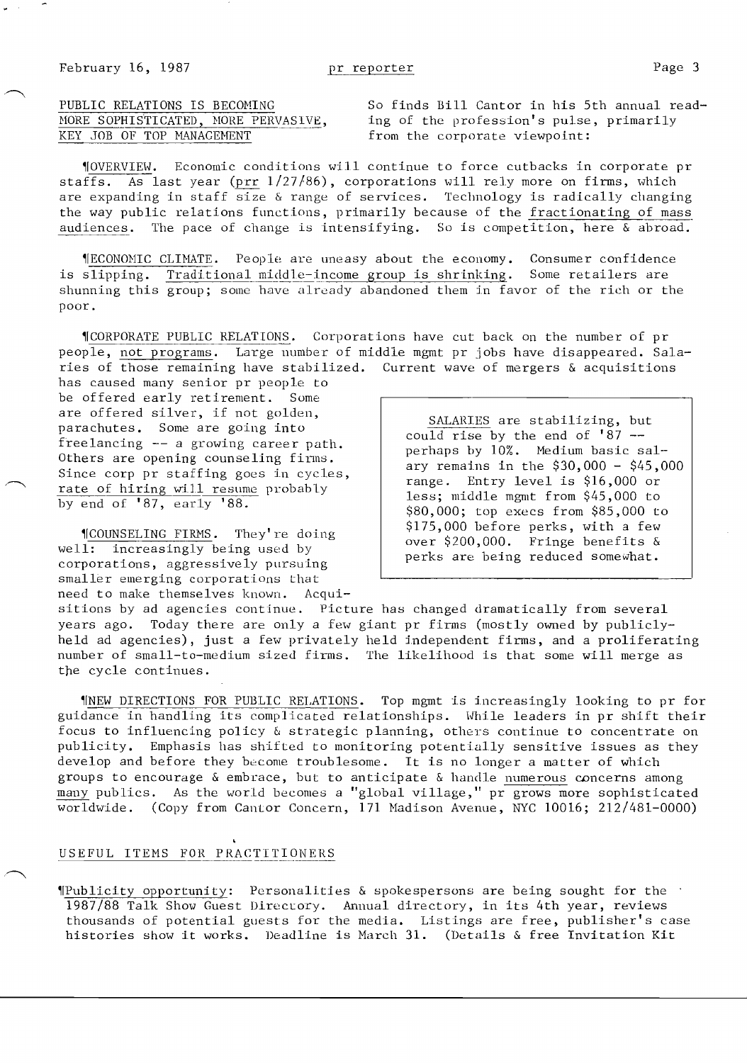## PUBLIC RELATIONS IS BECOMING MORE SOPHISTICATED, MORE PERVASIVE, KEY JOB OF TOP MANAGEMENT

So finds Bill Cantor in his 5th annual reading of the profession's pulse, primarily from the corporate viewpoint:

¶OVERVIEW. Economic conditions will continue to force cutbacks in corporate pr staffs. As last year (prr 1/27/86), corporations will rely more on firms, which are expanding in staff size & range of services. Technology is radically changing the way public relations functions, primarily because of the fractionating of mass audiences. The pace of change is intensifying. So is competition, here & abroad.

¶ECONOMIC CLIMATE. People are uneasy about the economy. Consumer confidence is slipping. Traditional middle-income group is shrinking. Some retailers are shunning this group; some have already abandoned them in favor of the rich or the poor.

¶CORPORATE PUBLIC RELATIONS. Corporations have cut back on the number of pr people, not programs. Large number of middle mgmt pr jobs have disappeared. Salaries of those remaining have stabilized. Current wave of mergers & acquisitions has caused many senior pr people to be offered early retirement. Some are offered silver, if not golden, parachutes. Some are going into freelancing -- a growing career path. Others are opening counseling firms. Since corp pr staffing goes in cycles, rate of hiring will resume probably by end of '87, early '88.

> SALARIES are stabilizing, but could rise by the end of '87 -- perhaps by 10%. Medium basic salary remains in the $30,000 - $45,000 range. Entry level is $16,000 or less; middle mgmt from $45,000 to $80,000; top execs from $85,000 to $175,000 before perks, with a few over $200,000. Fringe benefits & perks are being reduced somewhat.

¶COUNSELING FIRMS. They're doing well: increasingly being used by corporations, aggressively pursuing smaller emerging corporations that need to make themselves known. Acquisitions by ad agencies continue. Picture has changed dramatically from several years ago. Today there are only a few giant pr firms (mostly owned by publicly-held ad agencies), just a few privately held independent firms, and a proliferating number of small-to-medium sized firms. The likelihood is that some will merge as the cycle continues.

¶NEW DIRECTIONS FOR PUBLIC RELATIONS. Top mgmt is increasingly looking to pr for guidance in handling its complicated relationships. While leaders in pr shift their focus to influencing policy & strategic planning, others continue to concentrate on publicity. Emphasis has shifted to monitoring potentially sensitive issues as they develop and before they become troublesome. It is no longer a matter of which groups to encourage & embrace, but to anticipate & handle numerous concerns among many publics. As the world becomes a "global village," pr grows more sophisticated worldwide. (Copy from Cantor Concern, 171 Madison Avenue, NYC 10016; 212/481-0000)

## USEFUL ITEMS FOR PRACTITIONERS

¶Publicity opportunity: Personalities & spokespersons are being sought for the 1987/88 Talk Show Guest Directory. Annual directory, in its 4th year, reviews thousands of potential guests for the media. Listings are free, publisher's case histories show it works. Deadline is March 31. (Details & free Invitation Kit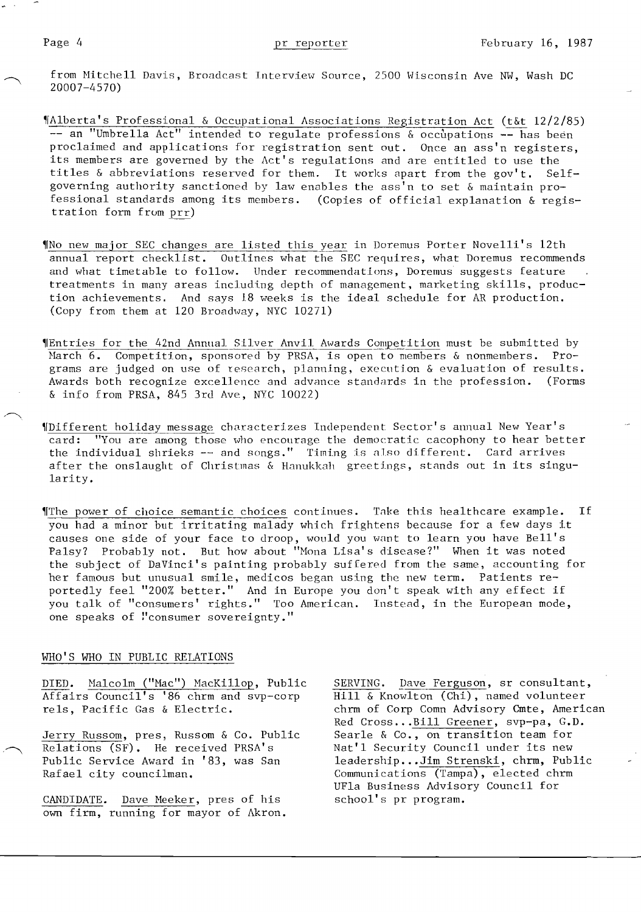from Mitchell Davis, Broadcast Interview Source, 2500 Wisconsin Ave NW, Wash DC 20007-4570)

¶Alberta's Professional & Occupational Associations Registration Act (t&t 12/2/85) -- an "Umbrella Act" intended to regulate professions & occupations -- has been proclaimed and applications for registration sent out. Once an ass'n registers, its members are governed by the Act's regulations and are entitled to use the titles & abbreviations reserved for them. It works apart from the gov't. Self-governing authority sanctioned by law enables the ass'n to set & maintain professional standards among its members. (Copies of official explanation & registration form from prr)

¶No new major SEC changes are listed this year in Doremus Porter Novelli's 12th annual report checklist. Outlines what the SEC requires, what Doremus recommends and what timetable to follow. Under recommendations, Doremus suggests feature treatments in many areas including depth of management, marketing skills, production achievements. And says 18 weeks is the ideal schedule for AR production. (Copy from them at 120 Broadway, NYC 10271)

¶Entries for the 42nd Annual Silver Anvil Awards Competition must be submitted by March 6. Competition, sponsored by PRSA, is open to members & nonmembers. Programs are judged on use of research, planning, execution & evaluation of results. Awards both recognize excellence and advance standards in the profession. (Forms & info from PRSA, 845 3rd Ave, NYC 10022)

¶Different holiday message characterizes Independent Sector's annual New Year's card: "You are among those who encourage the democratic cacophony to hear better the individual shrieks -- and songs." Timing is also different. Card arrives after the onslaught of Christmas & Hanukkah greetings, stands out in its singularity.

¶The power of choice semantic choices continues. Take this healthcare example. If you had a minor but irritating malady which frightens because for a few days it causes one side of your face to droop, would you want to learn you have Bell's Palsy? Probably not. But how about "Mona Lisa's disease?" When it was noted the subject of DaVinci's painting probably suffered from the same, accounting for her famous but unusual smile, medicos began using the new term. Patients reportedly feel "200% better." And in Europe you don't speak with any effect if you talk of "consumers' rights." Too American. Instead, in the European mode, one speaks of "consumer sovereignty."

## WHO'S WHO IN PUBLIC RELATIONS

DIED. Malcolm ("Mac") MacKillop, Public Affairs Council's '86 chrm and svp-corp rels, Pacific Gas & Electric.

Jerry Russom, pres, Russom & Co. Public Relations (SF). He received PRSA's Public Service Award in '83, was San Rafael city councilman.

CANDIDATE. Dave Meeker, pres of his own firm, running for mayor of Akron.

SERVING. Dave Ferguson, sr consultant, Hill & Knowlton (Chi), named volunteer chrm of Corp Comn Advisory Cmte, American Red Cross...Bill Greener, svp-pa, G.D. Searle & Co., on transition team for Nat'l Security Council under its new leadership...Jim Strenski, chrm, Public Communications (Tampa), elected chrm UFla Business Advisory Council for school's pr program.